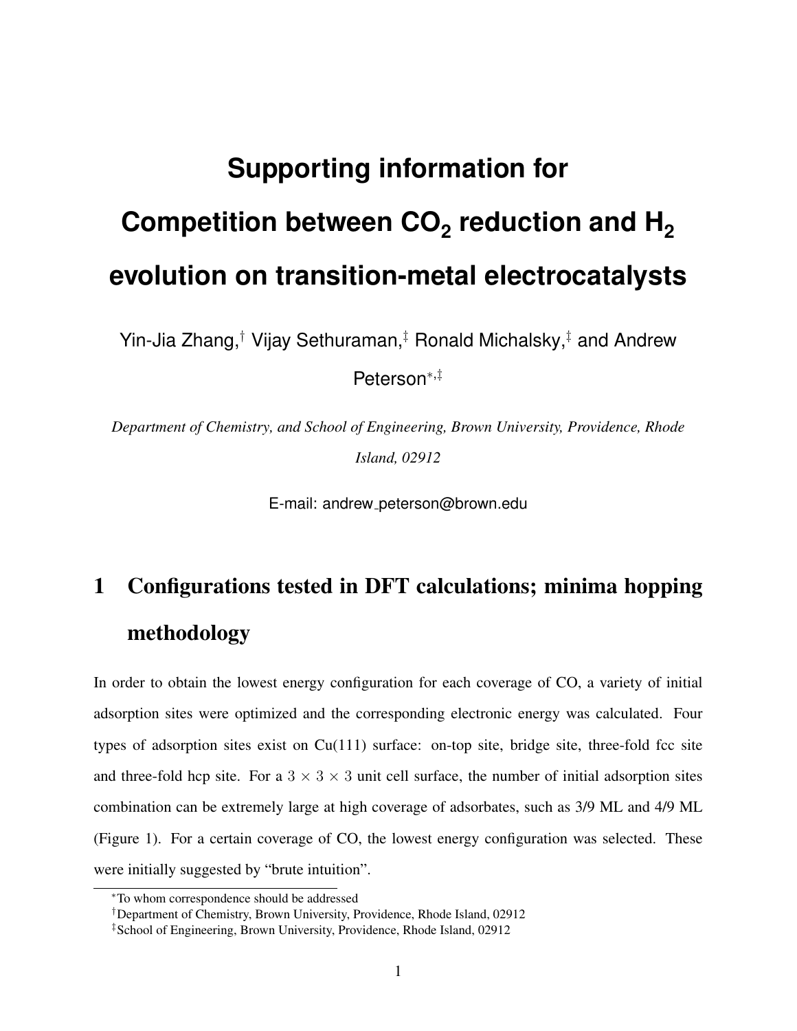# Supporting information for Competition between $CO_2$ reduction and $H_2$ evolution on transition-metal electrocatalysts

Yin-Jia Zhang,[†] Vijay Sethuraman,[‡] Ronald Michalsky,[‡] and Andrew Peterson[*,‡]

*Department of Chemistry, and School of Engineering, Brown University, Providence, Rhode Island, 02912*

E-mail: andrew_peterson@brown.edu

## 1 Configurations tested in DFT calculations; minima hopping methodology

In order to obtain the lowest energy configuration for each coverage of CO, a variety of initial adsorption sites were optimized and the corresponding electronic energy was calculated. Four types of adsorption sites exist on Cu(111) surface: on-top site, bridge site, three-fold fcc site and three-fold hcp site. For a $3 \times 3 \times 3$ unit cell surface, the number of initial adsorption sites combination can be extremely large at high coverage of adsorbates, such as 3/9 ML and 4/9 ML (Figure 1). For a certain coverage of CO, the lowest energy configuration was selected. These were initially suggested by "brute intuition".

[*] To whom correspondence should be addressed

[†] Department of Chemistry, Brown University, Providence, Rhode Island, 02912

[‡] School of Engineering, Brown University, Providence, Rhode Island, 02912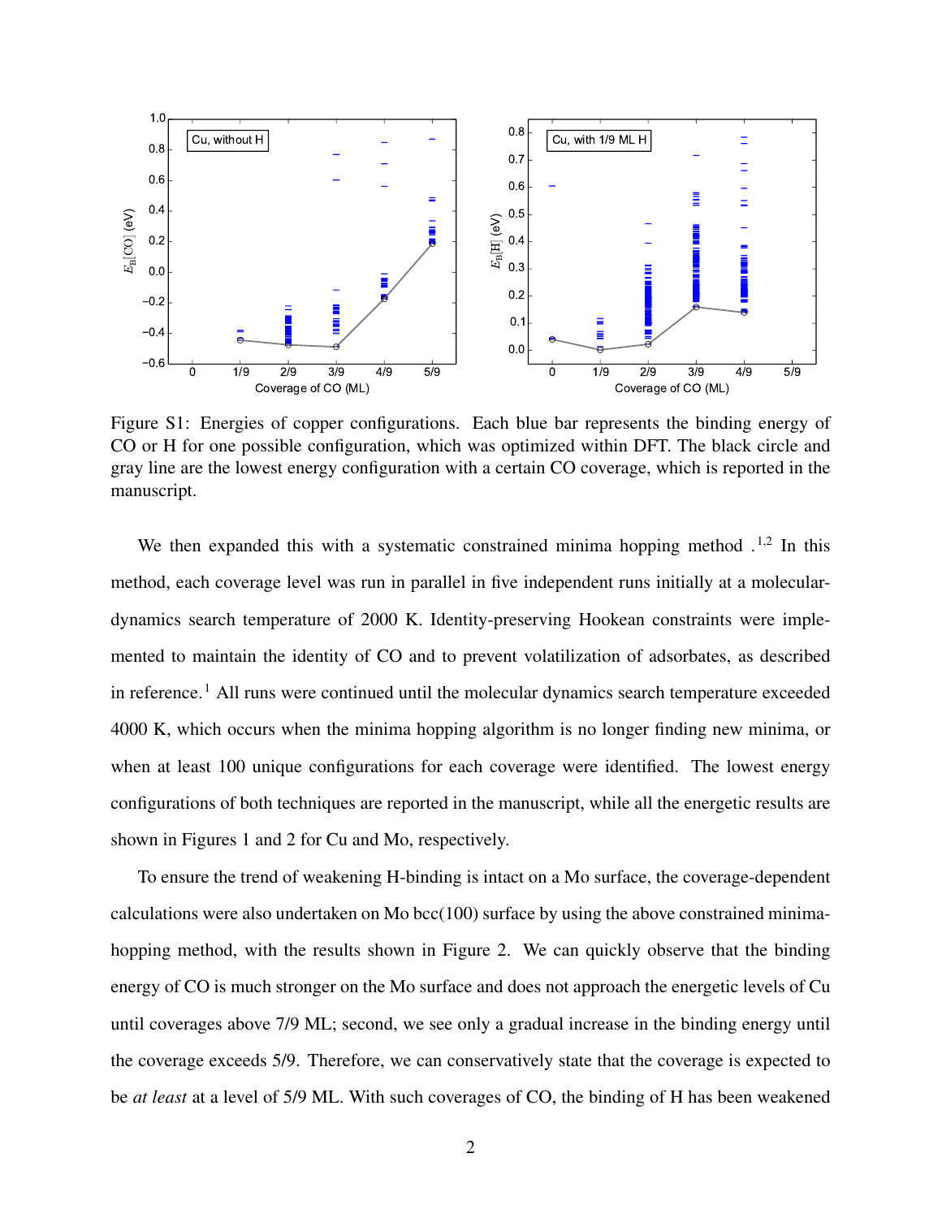Figure S1: Energies of copper configurations. Each blue bar represents the binding energy of CO or H for one possible configuration, which was optimized within DFT. The black circle and gray line are the lowest energy configuration with a certain CO coverage, which is reported in the manuscript.

We then expanded this with a systematic constrained minima hopping method .[1,2] In this method, each coverage level was run in parallel in five independent runs initially at a molecular-dynamics search temperature of 2000 K. Identity-preserving Hookean constraints were implemented to maintain the identity of CO and to prevent volatilization of adsorbates, as described in reference.[1] All runs were continued until the molecular dynamics search temperature exceeded 4000 K, which occurs when the minima hopping algorithm is no longer finding new minima, or when at least 100 unique configurations for each coverage were identified. The lowest energy configurations of both techniques are reported in the manuscript, while all the energetic results are shown in Figures 1 and 2 for Cu and Mo, respectively.

To ensure the trend of weakening H-binding is intact on a Mo surface, the coverage-dependent calculations were also undertaken on Mo bcc(100) surface by using the above constrained minima-hopping method, with the results shown in Figure 2. We can quickly observe that the binding energy of CO is much stronger on the Mo surface and does not approach the energetic levels of Cu until coverages above 7/9 ML; second, we see only a gradual increase in the binding energy until the coverage exceeds 5/9. Therefore, we can conservatively state that the coverage is expected to be *at least* at a level of 5/9 ML. With such coverages of CO, the binding of H has been weakened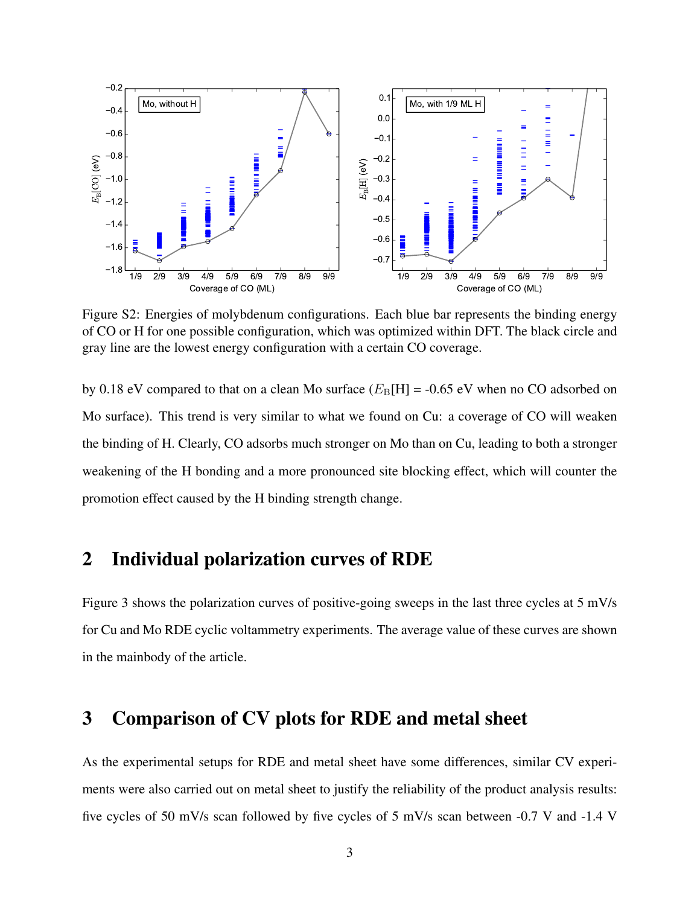Figure S2: Energies of molybdenum configurations. Each blue bar represents the binding energy of CO or H for one possible configuration, which was optimized within DFT. The black circle and gray line are the lowest energy configuration with a certain CO coverage.

by 0.18 eV compared to that on a clean Mo surface ($E_\mathrm{B}$[H] = -0.65 eV when no CO adsorbed on Mo surface). This trend is very similar to what we found on Cu: a coverage of CO will weaken the binding of H. Clearly, CO adsorbs much stronger on Mo than on Cu, leading to both a stronger weakening of the H bonding and a more pronounced site blocking effect, which will counter the promotion effect caused by the H binding strength change.

## 2 Individual polarization curves of RDE

Figure 3 shows the polarization curves of positive-going sweeps in the last three cycles at 5 mV/s for Cu and Mo RDE cyclic voltammetry experiments. The average value of these curves are shown in the mainbody of the article.

## 3 Comparison of CV plots for RDE and metal sheet

As the experimental setups for RDE and metal sheet have some differences, similar CV experiments were also carried out on metal sheet to justify the reliability of the product analysis results: five cycles of 50 mV/s scan followed by five cycles of 5 mV/s scan between -0.7 V and -1.4 V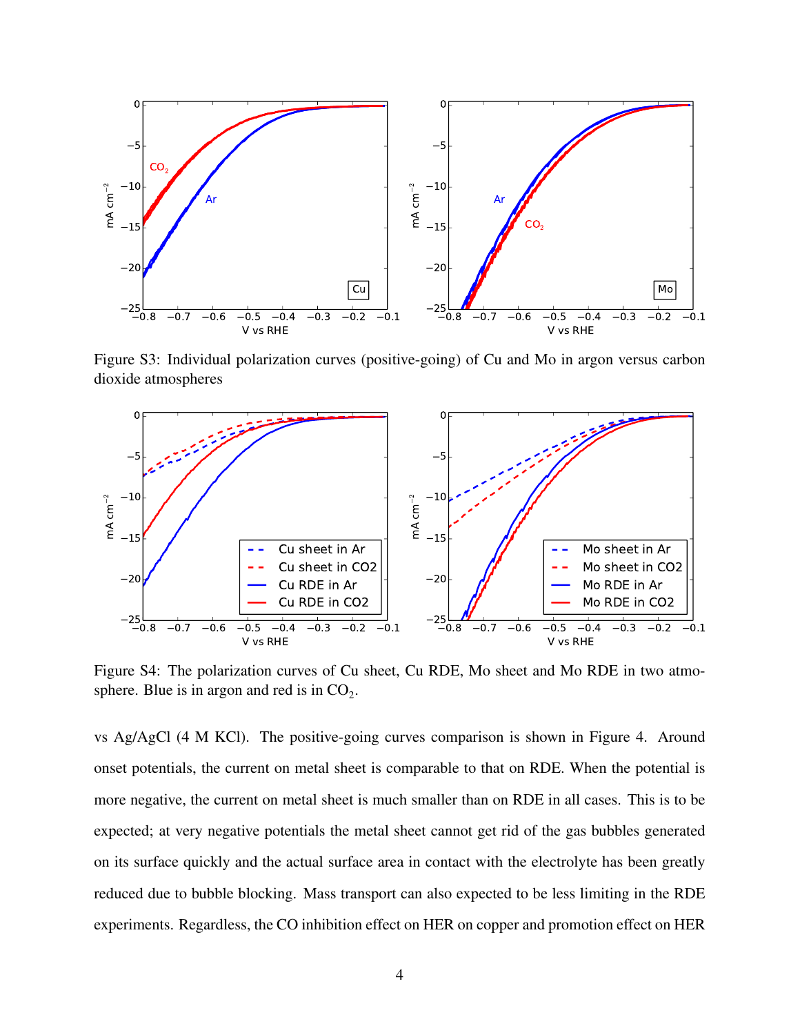Figure S3: Individual polarization curves (positive-going) of Cu and Mo in argon versus carbon dioxide atmospheres

Figure S4: The polarization curves of Cu sheet, Cu RDE, Mo sheet and Mo RDE in two atmosphere. Blue is in argon and red is in $CO_2$.

vs Ag/AgCl (4 M KCl). The positive-going curves comparison is shown in Figure 4. Around onset potentials, the current on metal sheet is comparable to that on RDE. When the potential is more negative, the current on metal sheet is much smaller than on RDE in all cases. This is to be expected; at very negative potentials the metal sheet cannot get rid of the gas bubbles generated on its surface quickly and the actual surface area in contact with the electrolyte has been greatly reduced due to bubble blocking. Mass transport can also expected to be less limiting in the RDE experiments. Regardless, the CO inhibition effect on HER on copper and promotion effect on HER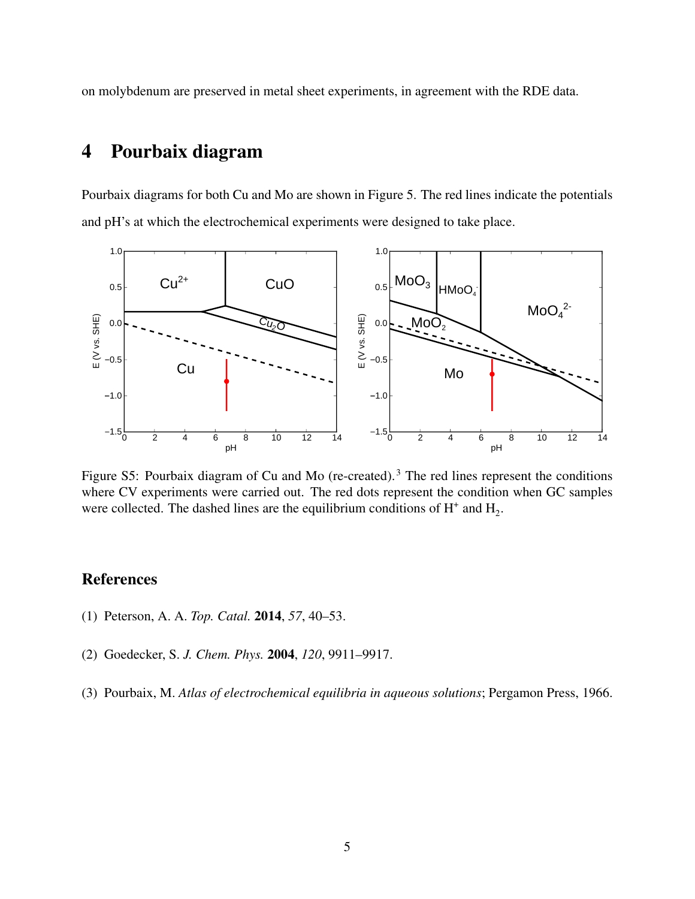on molybdenum are preserved in metal sheet experiments, in agreement with the RDE data.

# 4 Pourbaix diagram

Pourbaix diagrams for both Cu and Mo are shown in Figure 5. The red lines indicate the potentials and pH's at which the electrochemical experiments were designed to take place.

1.0
0.5
0.0
−0.5
−1.0
−1.5
E (V vs. SHE)
0 2 4 6 8 10 12 14
pH
$Cu^{2+}$
CuO
$Cu_2O$
Cu

1.0
0.5
0.0
−0.5
−1.0
−1.5
E (V vs. SHE)
0 2 4 6 8 10 12 14
pH
$MoO_3$
$HMoO_4^-$
$MoO_4^{2-}$
$MoO_2$
Mo

Figure S5: Pourbaix diagram of Cu and Mo (re-created).[3] The red lines represent the conditions where CV experiments were carried out. The red dots represent the condition when GC samples were collected. The dashed lines are the equilibrium conditions of $H^+$ and $H_2$.

## References

(1) Peterson, A. A. *Top. Catal.* **2014**, *57*, 40–53.

(2) Goedecker, S. *J. Chem. Phys.* **2004**, *120*, 9911–9917.

(3) Pourbaix, M. *Atlas of electrochemical equilibria in aqueous solutions*; Pergamon Press, 1966.